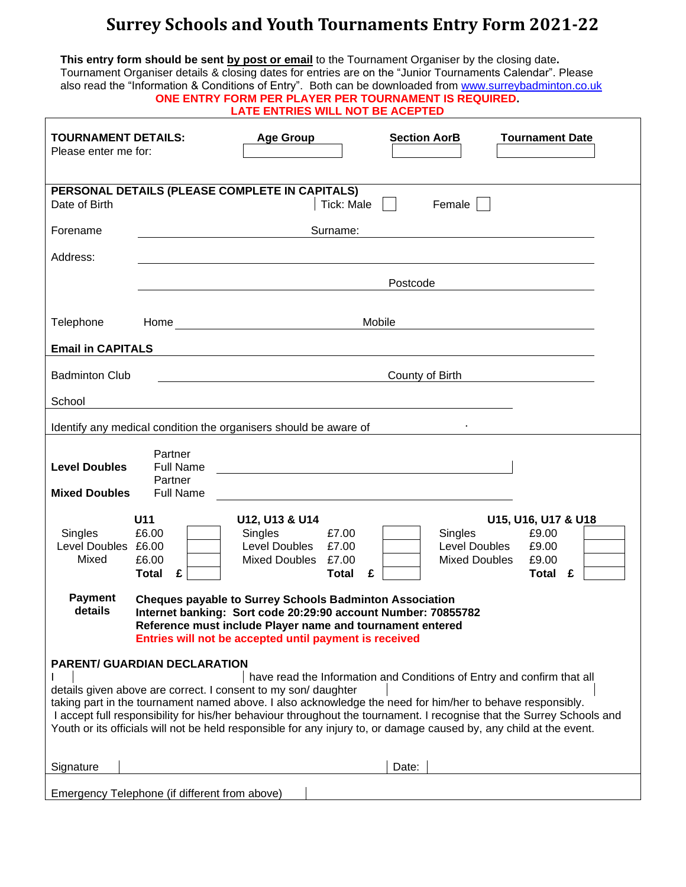# Surrey Schools and Youth Tournaments Entry Form 2021-22

**This entry form should be sent by post or email** to the Tournament Organiser by the closing date**.** Tournament Organiser details & closing dates for entries are on the "Junior Tournaments Calendar". Please also read the "Information & Conditions of Entry". Both can be downloaded from www.surreybadminton.co.uk

**ONE ENTRY FORM PER PLAYER PER TOURNAMENT IS REQUIRED.**
**LATE ENTRIES WILL NOT BE ACEPTED**

**TOURNAMENT DETAILS:** Please enter me for:

| Age Group | Section AorB | Tournament Date |
|---|---|---|
| | | |

**PERSONAL DETAILS (PLEASE COMPLETE IN CAPITALS)**

Date of Birth | Tick: Male ☐ Female ☐

Forename ________ Surname: ________

Address: ________

________ Postcode ________

Telephone Home ________ Mobile ________

**Email in CAPITALS** ________

Badminton Club ________ County of Birth ________

School ________

Identify any medical condition the organisers should be aware of ________

**Level Doubles** Partner Full Name ________

**Mixed Doubles** Partner Full Name ________

| U11 | | | U12, U13 & U14 | | | U15, U16, U17 & U18 | | |
|---|---|---|---|---|---|---|---|---|
| Singles | £6.00 | | Singles | £7.00 | | Singles | £9.00 | |
| Level Doubles | £6.00 | | Level Doubles | £7.00 | | Level Doubles | £9.00 | |
| Mixed | £6.00 | | Mixed Doubles | £7.00 | | Mixed Doubles | £9.00 | |
| | **Total** | **£** | | **Total** | **£** | | **Total** | **£** |

**Payment details**

**Cheques payable to Surrey Schools Badminton Association**
**Internet banking: Sort code 20:29:90 account Number: 70855782**
**Reference must include Player name and tournament entered**
**Entries will not be accepted until payment is received**

**PARENT/ GUARDIAN DECLARATION**

I ________ have read the Information and Conditions of Entry and confirm that all details given above are correct. I consent to my son/ daughter ________ taking part in the tournament named above. I also acknowledge the need for him/her to behave responsibly. I accept full responsibility for his/her behaviour throughout the tournament. I recognise that the Surrey Schools and Youth or its officials will not be held responsible for any injury to, or damage caused by, any child at the event.

Signature ________ Date: ________

Emergency Telephone (if different from above) ________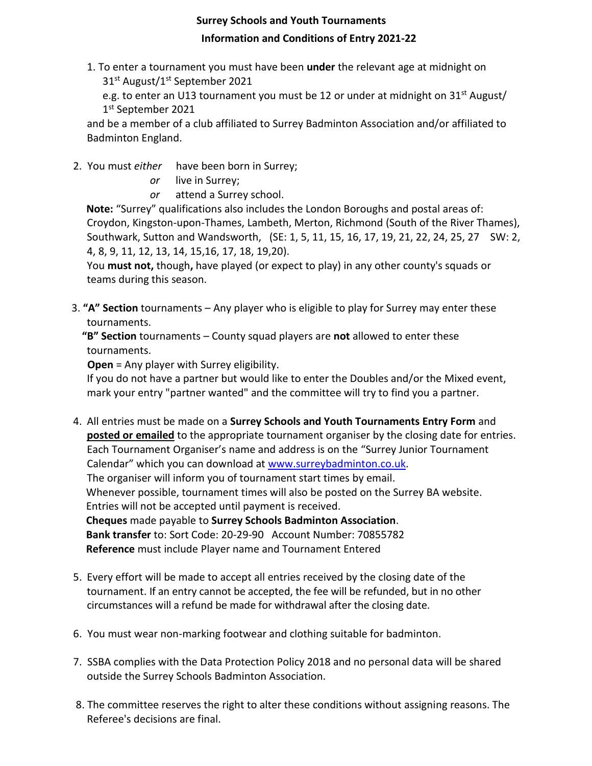# Surrey Schools and Youth Tournaments

## Information and Conditions of Entry 2021-22

1. To enter a tournament you must have been **under** the relevant age at midnight on 31st August/1st September 2021
   e.g. to enter an U13 tournament you must be 12 or under at midnight on 31st August/ 1st September 2021
   and be a member of a club affiliated to Surrey Badminton Association and/or affiliated to Badminton England.

2. You must *either* have been born in Surrey;
   *or* live in Surrey;
   *or* attend a Surrey school.

   **Note:** "Surrey" qualifications also includes the London Boroughs and postal areas of: Croydon, Kingston-upon-Thames, Lambeth, Merton, Richmond (South of the River Thames), Southwark, Sutton and Wandsworth, (SE: 1, 5, 11, 15, 16, 17, 19, 21, 22, 24, 25, 27 SW: 2, 4, 8, 9, 11, 12, 13, 14, 15,16, 17, 18, 19,20).
   You **must not,** though**,** have played (or expect to play) in any other county's squads or teams during this season.

3. **"A" Section** tournaments – Any player who is eligible to play for Surrey may enter these tournaments.
   **"B" Section** tournaments – County squad players are **not** allowed to enter these tournaments.
   **Open** = Any player with Surrey eligibility.
   If you do not have a partner but would like to enter the Doubles and/or the Mixed event, mark your entry "partner wanted" and the committee will try to find you a partner.

4. All entries must be made on a **Surrey Schools and Youth Tournaments Entry Form** and **posted or emailed** to the appropriate tournament organiser by the closing date for entries. Each Tournament Organiser's name and address is on the "Surrey Junior Tournament Calendar" which you can download at www.surreybadminton.co.uk.
   The organiser will inform you of tournament start times by email.
   Whenever possible, tournament times will also be posted on the Surrey BA website.
   Entries will not be accepted until payment is received.
   **Cheques** made payable to **Surrey Schools Badminton Association**.
   **Bank transfer** to: Sort Code: 20-29-90 Account Number: 70855782
   **Reference** must include Player name and Tournament Entered

5. Every effort will be made to accept all entries received by the closing date of the tournament. If an entry cannot be accepted, the fee will be refunded, but in no other circumstances will a refund be made for withdrawal after the closing date.

6. You must wear non-marking footwear and clothing suitable for badminton.

7. SSBA complies with the Data Protection Policy 2018 and no personal data will be shared outside the Surrey Schools Badminton Association.

8. The committee reserves the right to alter these conditions without assigning reasons. The Referee's decisions are final.